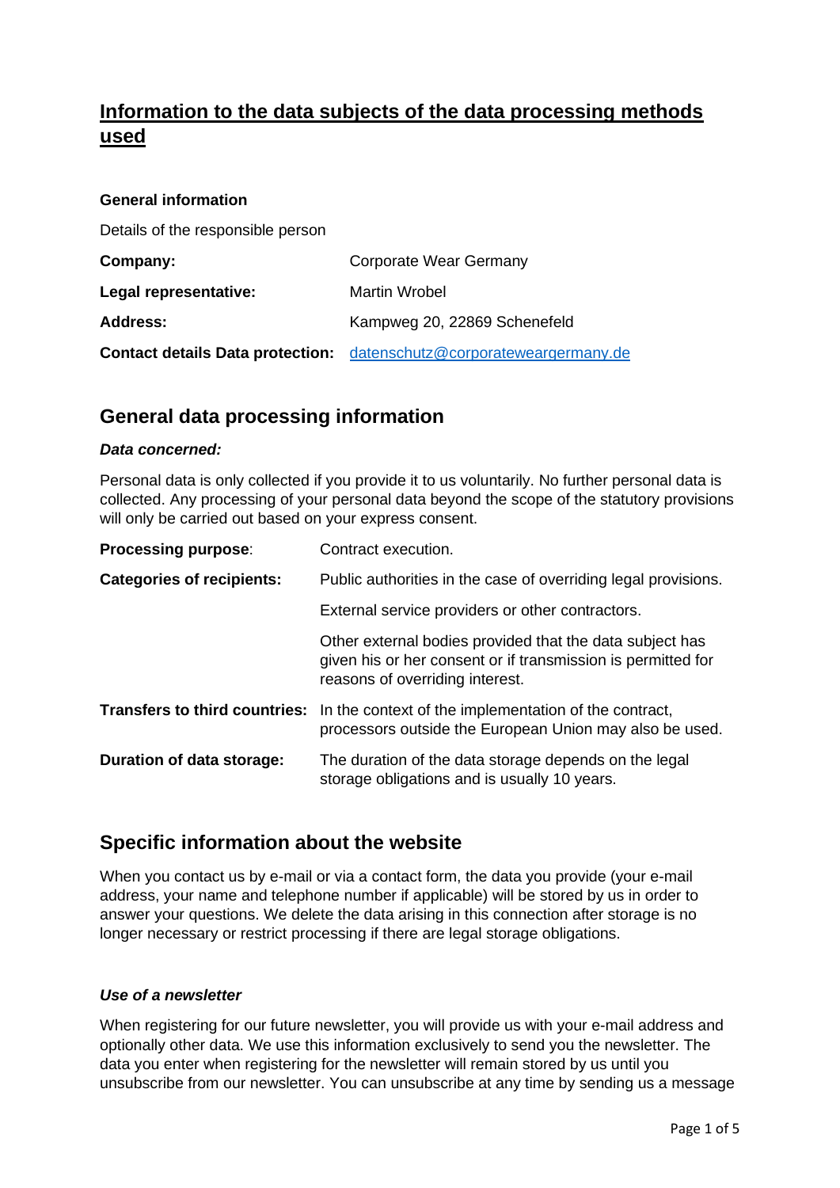# Information to the data subjects of the data processing methods used

**General information**

Details of the responsible person

| | |
|---|---|
| **Company:** | Corporate Wear Germany |
| **Legal representative:** | Martin Wrobel |
| **Address:** | Kampweg 20, 22869 Schenefeld |
| **Contact details Data protection:** | datenschutz@corporateweargermany.de |

## General data processing information

***Data concerned:***

Personal data is only collected if you provide it to us voluntarily. No further personal data is collected. Any processing of your personal data beyond the scope of the statutory provisions will only be carried out based on your express consent.

| | |
|---|---|
| **Processing purpose**: | Contract execution. |
| **Categories of recipients:** | Public authorities in the case of overriding legal provisions. |
| | External service providers or other contractors. |
| | Other external bodies provided that the data subject has given his or her consent or if transmission is permitted for reasons of overriding interest. |
| **Transfers to third countries:** | In the context of the implementation of the contract, processors outside the European Union may also be used. |
| **Duration of data storage:** | The duration of the data storage depends on the legal storage obligations and is usually 10 years. |

## Specific information about the website

When you contact us by e-mail or via a contact form, the data you provide (your e-mail address, your name and telephone number if applicable) will be stored by us in order to answer your questions. We delete the data arising in this connection after storage is no longer necessary or restrict processing if there are legal storage obligations.

***Use of a newsletter***

When registering for our future newsletter, you will provide us with your e-mail address and optionally other data. We use this information exclusively to send you the newsletter. The data you enter when registering for the newsletter will remain stored by us until you unsubscribe from our newsletter. You can unsubscribe at any time by sending us a message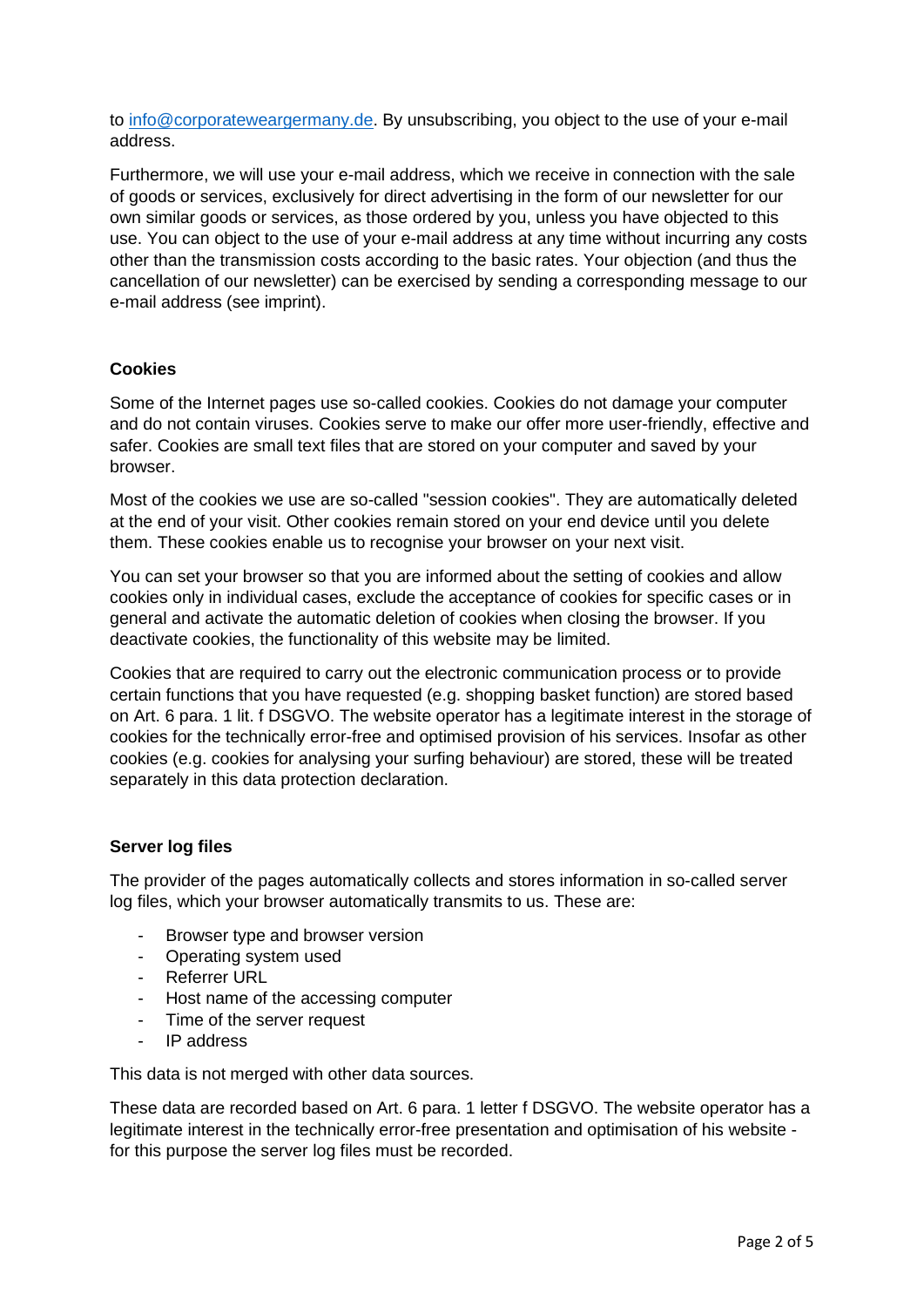to info@corporateweargermany.de. By unsubscribing, you object to the use of your e-mail address.

Furthermore, we will use your e-mail address, which we receive in connection with the sale of goods or services, exclusively for direct advertising in the form of our newsletter for our own similar goods or services, as those ordered by you, unless you have objected to this use. You can object to the use of your e-mail address at any time without incurring any costs other than the transmission costs according to the basic rates. Your objection (and thus the cancellation of our newsletter) can be exercised by sending a corresponding message to our e-mail address (see imprint).

**Cookies**

Some of the Internet pages use so-called cookies. Cookies do not damage your computer and do not contain viruses. Cookies serve to make our offer more user-friendly, effective and safer. Cookies are small text files that are stored on your computer and saved by your browser.

Most of the cookies we use are so-called "session cookies". They are automatically deleted at the end of your visit. Other cookies remain stored on your end device until you delete them. These cookies enable us to recognise your browser on your next visit.

You can set your browser so that you are informed about the setting of cookies and allow cookies only in individual cases, exclude the acceptance of cookies for specific cases or in general and activate the automatic deletion of cookies when closing the browser. If you deactivate cookies, the functionality of this website may be limited.

Cookies that are required to carry out the electronic communication process or to provide certain functions that you have requested (e.g. shopping basket function) are stored based on Art. 6 para. 1 lit. f DSGVO. The website operator has a legitimate interest in the storage of cookies for the technically error-free and optimised provision of his services. Insofar as other cookies (e.g. cookies for analysing your surfing behaviour) are stored, these will be treated separately in this data protection declaration.

**Server log files**

The provider of the pages automatically collects and stores information in so-called server log files, which your browser automatically transmits to us. These are:

- Browser type and browser version
- Operating system used
- Referrer URL
- Host name of the accessing computer
- Time of the server request
- IP address

This data is not merged with other data sources.

These data are recorded based on Art. 6 para. 1 letter f DSGVO. The website operator has a legitimate interest in the technically error-free presentation and optimisation of his website - for this purpose the server log files must be recorded.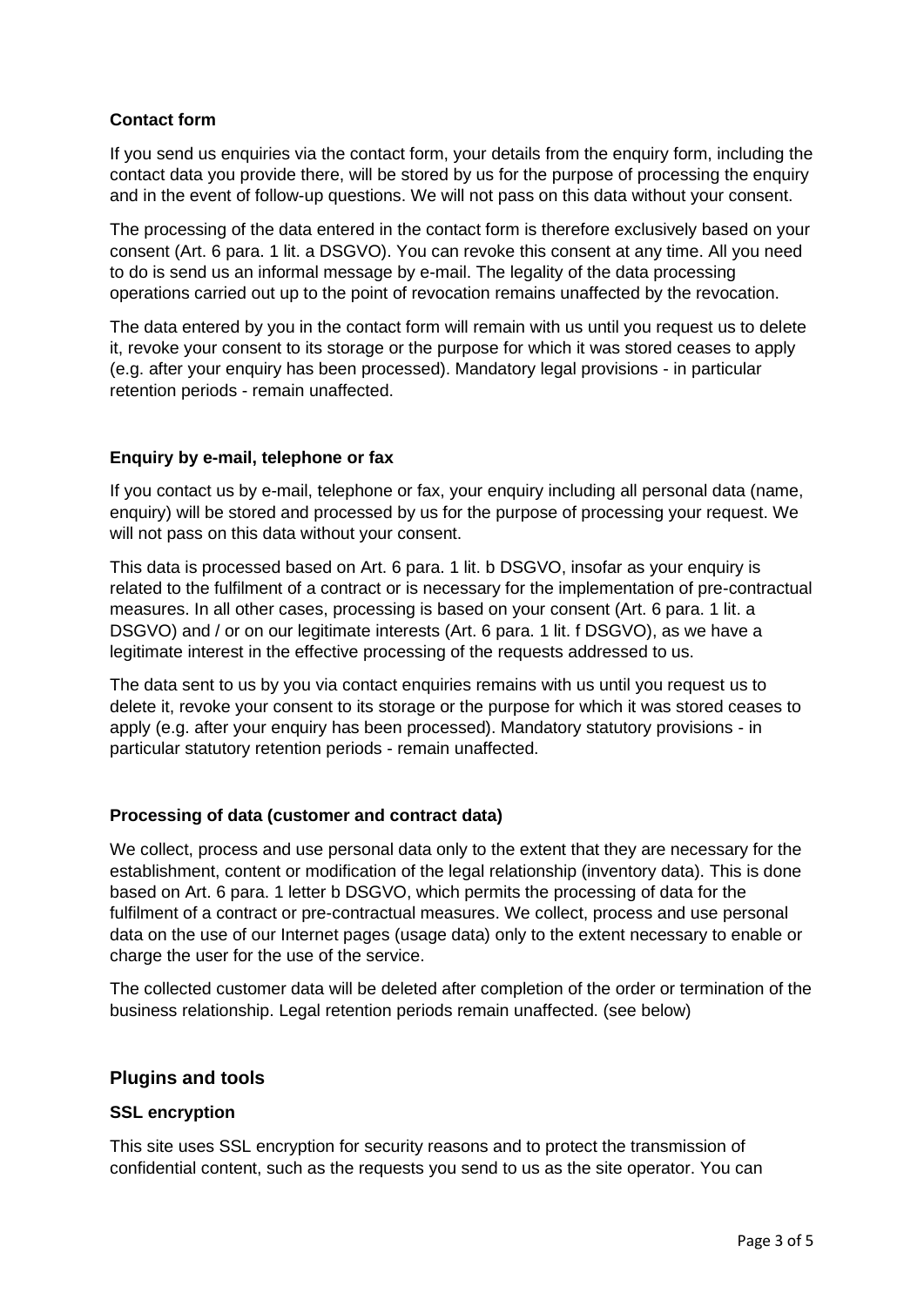### Contact form

If you send us enquiries via the contact form, your details from the enquiry form, including the contact data you provide there, will be stored by us for the purpose of processing the enquiry and in the event of follow-up questions. We will not pass on this data without your consent.

The processing of the data entered in the contact form is therefore exclusively based on your consent (Art. 6 para. 1 lit. a DSGVO). You can revoke this consent at any time. All you need to do is send us an informal message by e-mail. The legality of the data processing operations carried out up to the point of revocation remains unaffected by the revocation.

The data entered by you in the contact form will remain with us until you request us to delete it, revoke your consent to its storage or the purpose for which it was stored ceases to apply (e.g. after your enquiry has been processed). Mandatory legal provisions - in particular retention periods - remain unaffected.

### Enquiry by e-mail, telephone or fax

If you contact us by e-mail, telephone or fax, your enquiry including all personal data (name, enquiry) will be stored and processed by us for the purpose of processing your request. We will not pass on this data without your consent.

This data is processed based on Art. 6 para. 1 lit. b DSGVO, insofar as your enquiry is related to the fulfilment of a contract or is necessary for the implementation of pre-contractual measures. In all other cases, processing is based on your consent (Art. 6 para. 1 lit. a DSGVO) and / or on our legitimate interests (Art. 6 para. 1 lit. f DSGVO), as we have a legitimate interest in the effective processing of the requests addressed to us.

The data sent to us by you via contact enquiries remains with us until you request us to delete it, revoke your consent to its storage or the purpose for which it was stored ceases to apply (e.g. after your enquiry has been processed). Mandatory statutory provisions - in particular statutory retention periods - remain unaffected.

### Processing of data (customer and contract data)

We collect, process and use personal data only to the extent that they are necessary for the establishment, content or modification of the legal relationship (inventory data). This is done based on Art. 6 para. 1 letter b DSGVO, which permits the processing of data for the fulfilment of a contract or pre-contractual measures. We collect, process and use personal data on the use of our Internet pages (usage data) only to the extent necessary to enable or charge the user for the use of the service.

The collected customer data will be deleted after completion of the order or termination of the business relationship. Legal retention periods remain unaffected. (see below)

## Plugins and tools

### SSL encryption

This site uses SSL encryption for security reasons and to protect the transmission of confidential content, such as the requests you send to us as the site operator. You can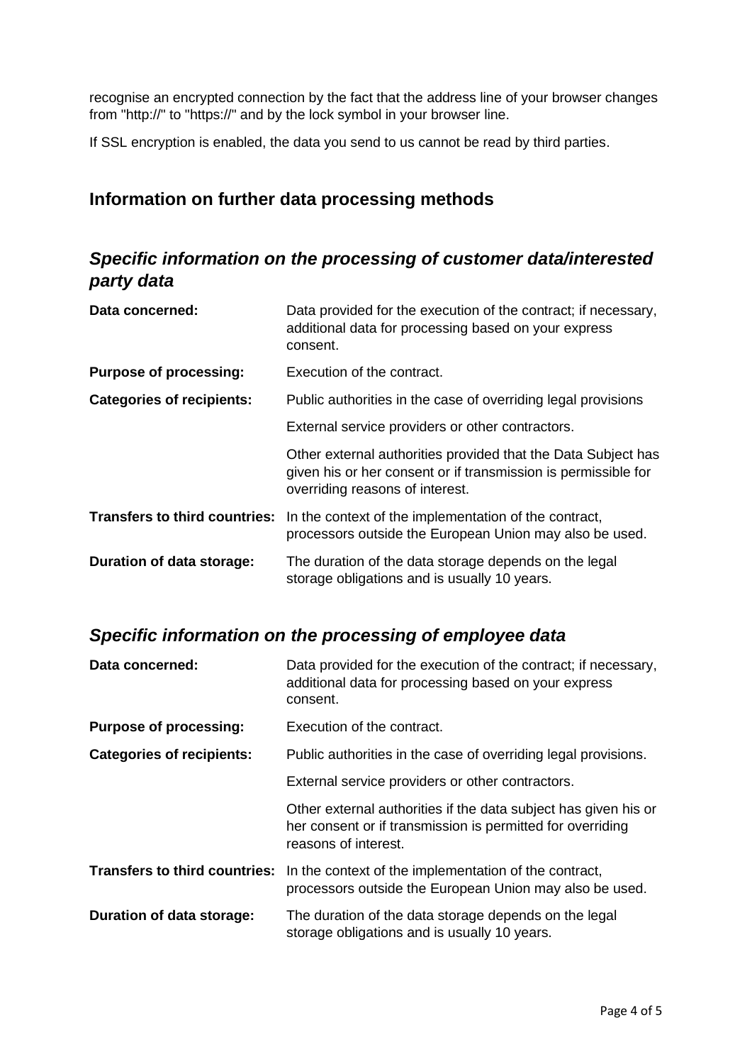recognise an encrypted connection by the fact that the address line of your browser changes from "http://" to "https://" and by the lock symbol in your browser line.

If SSL encryption is enabled, the data you send to us cannot be read by third parties.

## Information on further data processing methods

### *Specific information on the processing of customer data/interested party data*

| | |
|---|---|
| **Data concerned:** | Data provided for the execution of the contract; if necessary, additional data for processing based on your express consent. |
| **Purpose of processing:** | Execution of the contract. |
| **Categories of recipients:** | Public authorities in the case of overriding legal provisions |
| | External service providers or other contractors. |
| | Other external authorities provided that the Data Subject has given his or her consent or if transmission is permissible for overriding reasons of interest. |
| **Transfers to third countries:** | In the context of the implementation of the contract, processors outside the European Union may also be used. |
| **Duration of data storage:** | The duration of the data storage depends on the legal storage obligations and is usually 10 years. |

### *Specific information on the processing of employee data*

| | |
|---|---|
| **Data concerned:** | Data provided for the execution of the contract; if necessary, additional data for processing based on your express consent. |
| **Purpose of processing:** | Execution of the contract. |
| **Categories of recipients:** | Public authorities in the case of overriding legal provisions. |
| | External service providers or other contractors. |
| | Other external authorities if the data subject has given his or her consent or if transmission is permitted for overriding reasons of interest. |
| **Transfers to third countries:** | In the context of the implementation of the contract, processors outside the European Union may also be used. |
| **Duration of data storage:** | The duration of the data storage depends on the legal storage obligations and is usually 10 years. |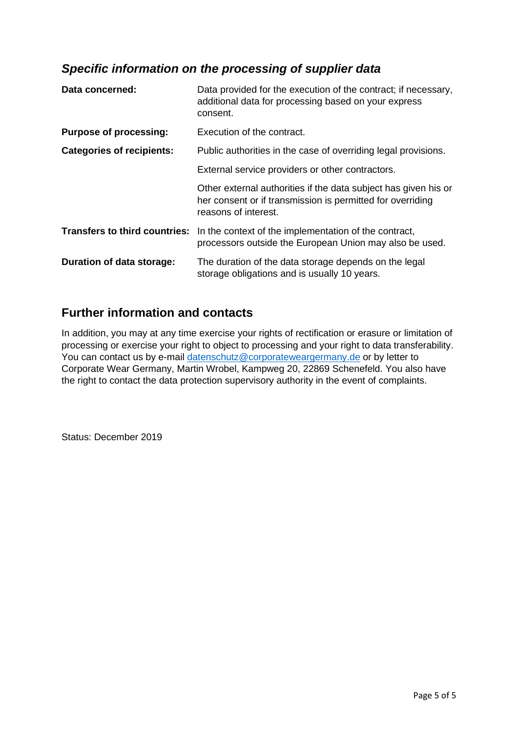## *Specific information on the processing of supplier data*

| | |
|---|---|
| **Data concerned:** | Data provided for the execution of the contract; if necessary, additional data for processing based on your express consent. |
| **Purpose of processing:** | Execution of the contract. |
| **Categories of recipients:** | Public authorities in the case of overriding legal provisions. |
| | External service providers or other contractors. |
| | Other external authorities if the data subject has given his or her consent or if transmission is permitted for overriding reasons of interest. |
| **Transfers to third countries:** | In the context of the implementation of the contract, processors outside the European Union may also be used. |
| **Duration of data storage:** | The duration of the data storage depends on the legal storage obligations and is usually 10 years. |

## Further information and contacts

In addition, you may at any time exercise your rights of rectification or erasure or limitation of processing or exercise your right to object to processing and your right to data transferability. You can contact us by e-mail datenschutz@corporateweargermany.de or by letter to Corporate Wear Germany, Martin Wrobel, Kampweg 20, 22869 Schenefeld. You also have the right to contact the data protection supervisory authority in the event of complaints.

Status: December 2019